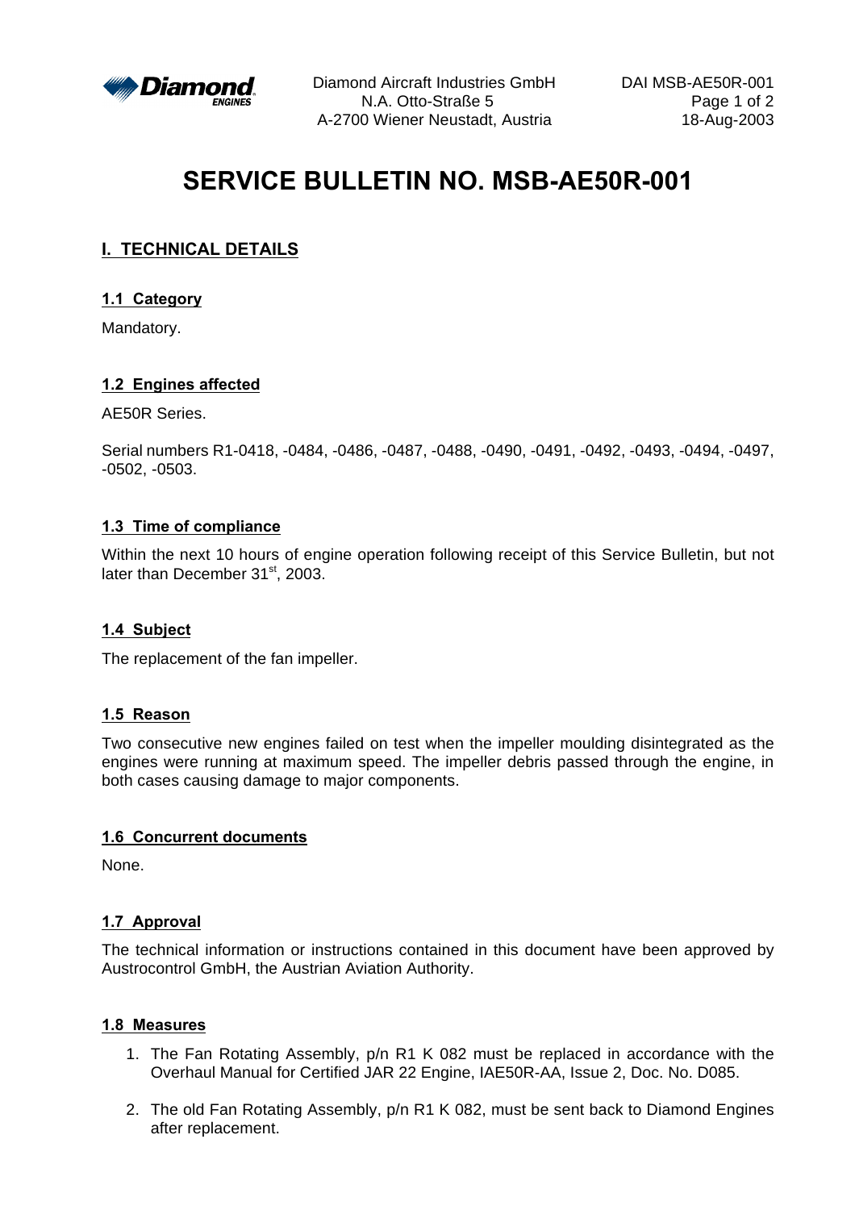Diamond Aircraft Industries GmbH
N.A. Otto-Straße 5
A-2700 Wiener Neustadt, Austria

DAI MSB-AE50R-001
18-Aug-2003

# SERVICE BULLETIN NO. MSB-AE50R-001

## I. TECHNICAL DETAILS

### 1.1 Category

Mandatory.

### 1.2 Engines affected

AE50R Series.

Serial numbers R1-0418, -0484, -0486, -0487, -0488, -0490, -0491, -0492, -0493, -0494, -0497, -0502, -0503.

### 1.3 Time of compliance

Within the next 10 hours of engine operation following receipt of this Service Bulletin, but not later than December 31st, 2003.

### 1.4 Subject

The replacement of the fan impeller.

### 1.5 Reason

Two consecutive new engines failed on test when the impeller moulding disintegrated as the engines were running at maximum speed. The impeller debris passed through the engine, in both cases causing damage to major components.

### 1.6 Concurrent documents

None.

### 1.7 Approval

The technical information or instructions contained in this document have been approved by Austrocontrol GmbH, the Austrian Aviation Authority.

### 1.8 Measures

1. The Fan Rotating Assembly, p/n R1 K 082 must be replaced in accordance with the Overhaul Manual for Certified JAR 22 Engine, IAE50R-AA, Issue 2, Doc. No. D085.

2. The old Fan Rotating Assembly, p/n R1 K 082, must be sent back to Diamond Engines after replacement.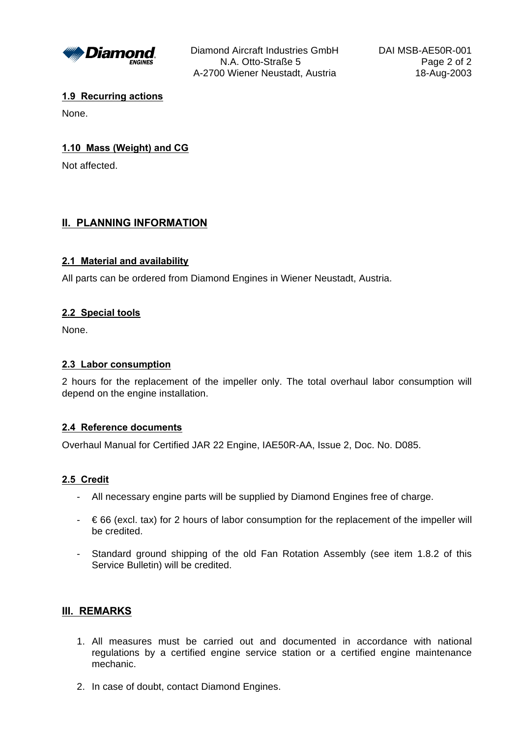### 1.9 Recurring actions

None.

### 1.10 Mass (Weight) and CG

Not affected.

## II. PLANNING INFORMATION

### 2.1 Material and availability

All parts can be ordered from Diamond Engines in Wiener Neustadt, Austria.

### 2.2 Special tools

None.

### 2.3 Labor consumption

2 hours for the replacement of the impeller only. The total overhaul labor consumption will depend on the engine installation.

### 2.4 Reference documents

Overhaul Manual for Certified JAR 22 Engine, IAE50R-AA, Issue 2, Doc. No. D085.

### 2.5 Credit

- All necessary engine parts will be supplied by Diamond Engines free of charge.
- € 66 (excl. tax) for 2 hours of labor consumption for the replacement of the impeller will be credited.
- Standard ground shipping of the old Fan Rotation Assembly (see item 1.8.2 of this Service Bulletin) will be credited.

## III. REMARKS

1. All measures must be carried out and documented in accordance with national regulations by a certified engine service station or a certified engine maintenance mechanic.
2. In case of doubt, contact Diamond Engines.